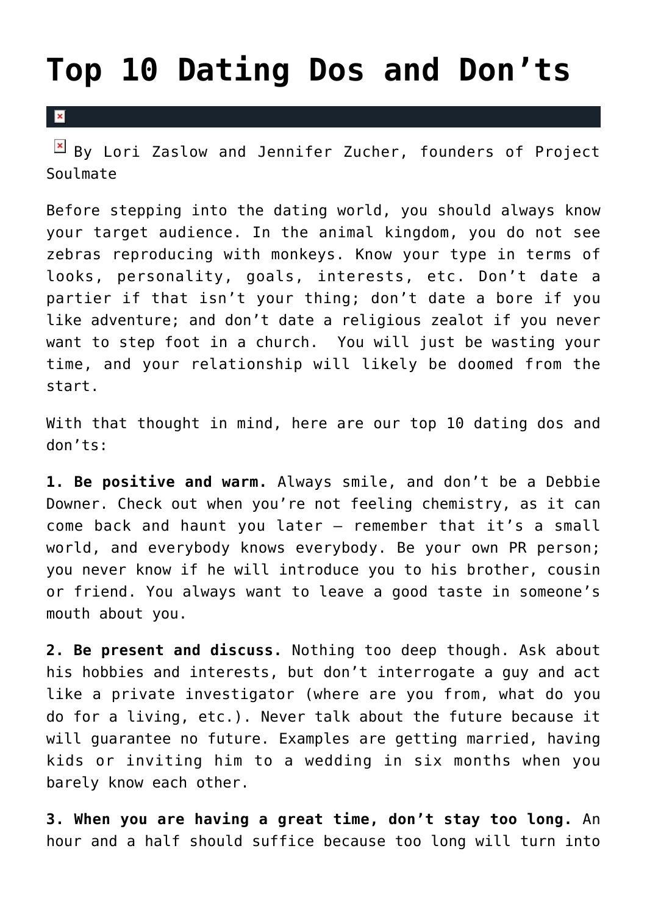# Top 10 Dating Dos and Don'ts

By Lori Zaslow and Jennifer Zucher, founders of Project Soulmate

Before stepping into the dating world, you should always know your target audience. In the animal kingdom, you do not see zebras reproducing with monkeys. Know your type in terms of looks, personality, goals, interests, etc. Don't date a partier if that isn't your thing; don't date a bore if you like adventure; and don't date a religious zealot if you never want to step foot in a church.  You will just be wasting your time, and your relationship will likely be doomed from the start.

With that thought in mind, here are our top 10 dating dos and don'ts:

**1. Be positive and warm.** Always smile, and don't be a Debbie Downer. Check out when you're not feeling chemistry, as it can come back and haunt you later – remember that it's a small world, and everybody knows everybody. Be your own PR person; you never know if he will introduce you to his brother, cousin or friend. You always want to leave a good taste in someone's mouth about you.

**2. Be present and discuss.** Nothing too deep though. Ask about his hobbies and interests, but don't interrogate a guy and act like a private investigator (where are you from, what do you do for a living, etc.). Never talk about the future because it will guarantee no future. Examples are getting married, having kids or inviting him to a wedding in six months when you barely know each other.

**3. When you are having a great time, don't stay too long.** An hour and a half should suffice because too long will turn into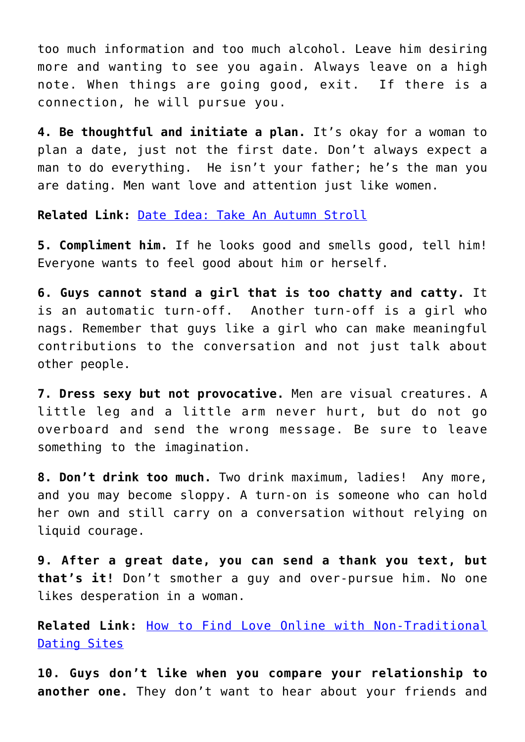too much information and too much alcohol. Leave him desiring more and wanting to see you again. Always leave on a high note. When things are going good, exit. If there is a connection, he will pursue you.

**4. Be thoughtful and initiate a plan.** It's okay for a woman to plan a date, just not the first date. Don't always expect a man to do everything. He isn't your father; he's the man you are dating. Men want love and attention just like women.

**Related Link:** [Date Idea: Take An Autumn Stroll]()

**5. Compliment him.** If he looks good and smells good, tell him! Everyone wants to feel good about him or herself.

**6. Guys cannot stand a girl that is too chatty and catty.** It is an automatic turn-off. Another turn-off is a girl who nags. Remember that guys like a girl who can make meaningful contributions to the conversation and not just talk about other people.

**7. Dress sexy but not provocative.** Men are visual creatures. A little leg and a little arm never hurt, but do not go overboard and send the wrong message. Be sure to leave something to the imagination.

**8. Don't drink too much.** Two drink maximum, ladies! Any more, and you may become sloppy. A turn-on is someone who can hold her own and still carry on a conversation without relying on liquid courage.

**9. After a great date, you can send a thank you text, but that's it!** Don't smother a guy and over-pursue him. No one likes desperation in a woman.

**Related Link:** [How to Find Love Online with Non-Traditional Dating Sites]()

**10. Guys don't like when you compare your relationship to another one.** They don't want to hear about your friends and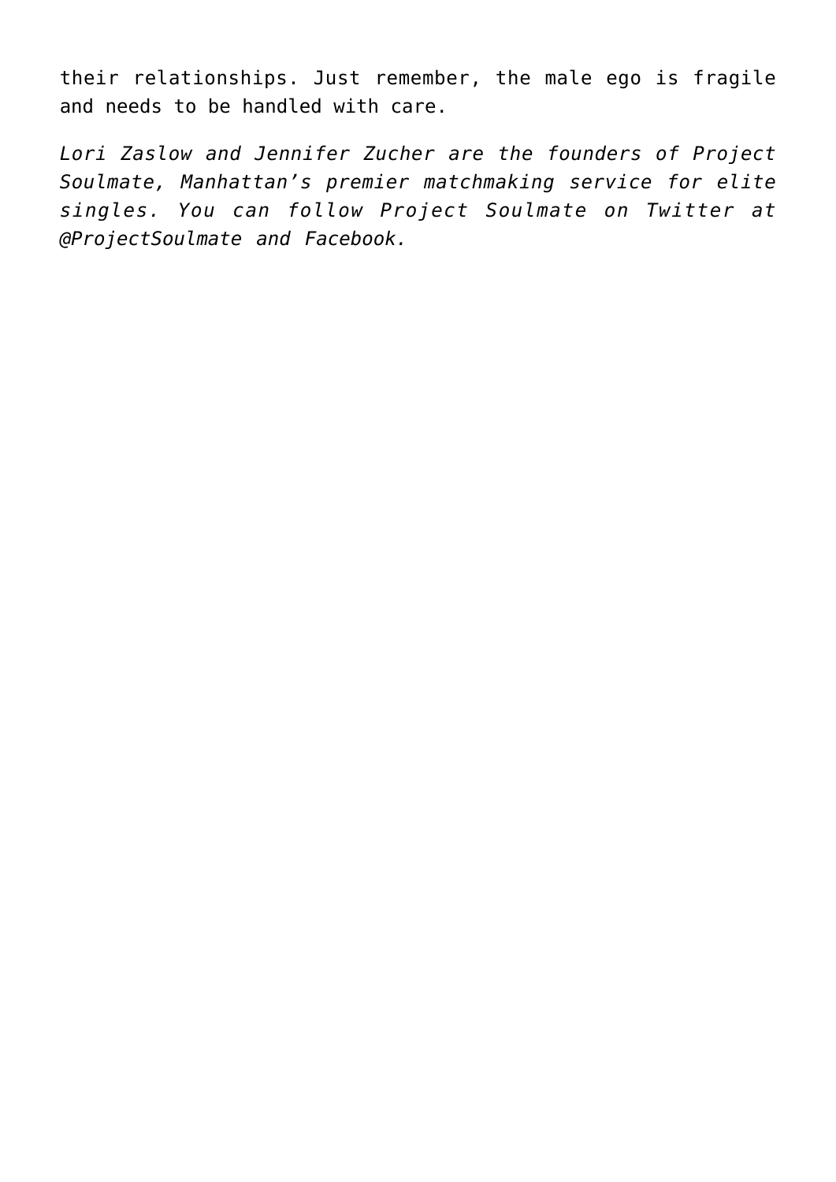their relationships. Just remember, the male ego is fragile and needs to be handled with care.

*Lori Zaslow and Jennifer Zucher are the founders of Project Soulmate, Manhattan's premier matchmaking service for elite singles. You can follow Project Soulmate on Twitter at @ProjectSoulmate and Facebook.*